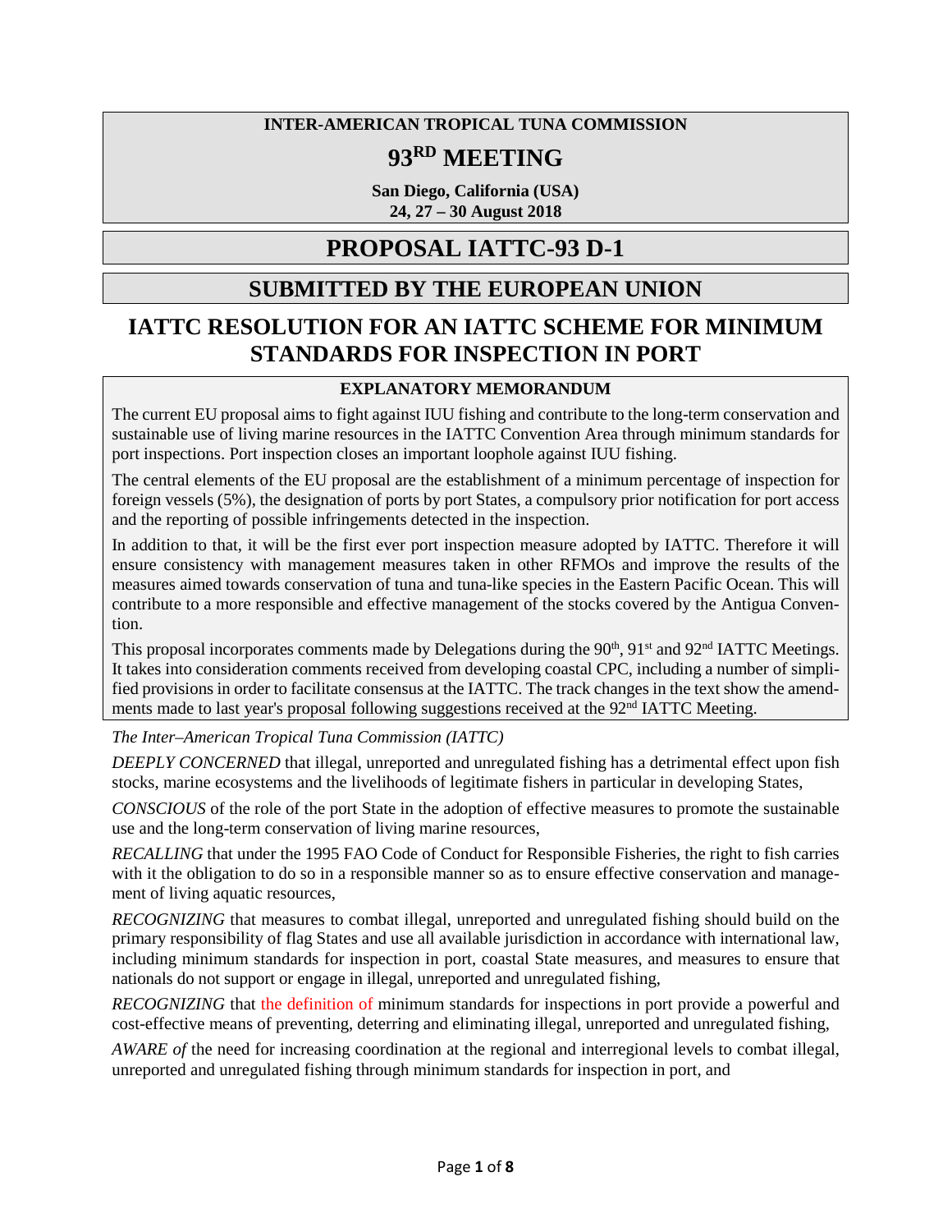**INTER-AMERICAN TROPICAL TUNA COMMISSION**

# 93RD MEETING

**San Diego, California (USA)**
**24, 27 – 30 August 2018**

# PROPOSAL IATTC-93 D-1

## SUBMITTED BY THE EUROPEAN UNION

# IATTC RESOLUTION FOR AN IATTC SCHEME FOR MINIMUM STANDARDS FOR INSPECTION IN PORT

**EXPLANATORY MEMORANDUM**

The current EU proposal aims to fight against IUU fishing and contribute to the long-term conservation and sustainable use of living marine resources in the IATTC Convention Area through minimum standards for port inspections. Port inspection closes an important loophole against IUU fishing.

The central elements of the EU proposal are the establishment of a minimum percentage of inspection for foreign vessels (5%), the designation of ports by port States, a compulsory prior notification for port access and the reporting of possible infringements detected in the inspection.

In addition to that, it will be the first ever port inspection measure adopted by IATTC. Therefore it will ensure consistency with management measures taken in other RFMOs and improve the results of the measures aimed towards conservation of tuna and tuna-like species in the Eastern Pacific Ocean. This will contribute to a more responsible and effective management of the stocks covered by the Antigua Convention.

This proposal incorporates comments made by Delegations during the 90th, 91st and 92nd IATTC Meetings. It takes into consideration comments received from developing coastal CPC, including a number of simplified provisions in order to facilitate consensus at the IATTC. The track changes in the text show the amendments made to last year's proposal following suggestions received at the 92nd IATTC Meeting.

*The Inter–American Tropical Tuna Commission (IATTC)*

*DEEPLY CONCERNED* that illegal, unreported and unregulated fishing has a detrimental effect upon fish stocks, marine ecosystems and the livelihoods of legitimate fishers in particular in developing States,

*CONSCIOUS* of the role of the port State in the adoption of effective measures to promote the sustainable use and the long-term conservation of living marine resources,

*RECALLING* that under the 1995 FAO Code of Conduct for Responsible Fisheries, the right to fish carries with it the obligation to do so in a responsible manner so as to ensure effective conservation and management of living aquatic resources,

*RECOGNIZING* that measures to combat illegal, unreported and unregulated fishing should build on the primary responsibility of flag States and use all available jurisdiction in accordance with international law, including minimum standards for inspection in port, coastal State measures, and measures to ensure that nationals do not support or engage in illegal, unreported and unregulated fishing,

*RECOGNIZING* that the definition of minimum standards for inspections in port provide a powerful and cost-effective means of preventing, deterring and eliminating illegal, unreported and unregulated fishing,

*AWARE of* the need for increasing coordination at the regional and interregional levels to combat illegal, unreported and unregulated fishing through minimum standards for inspection in port, and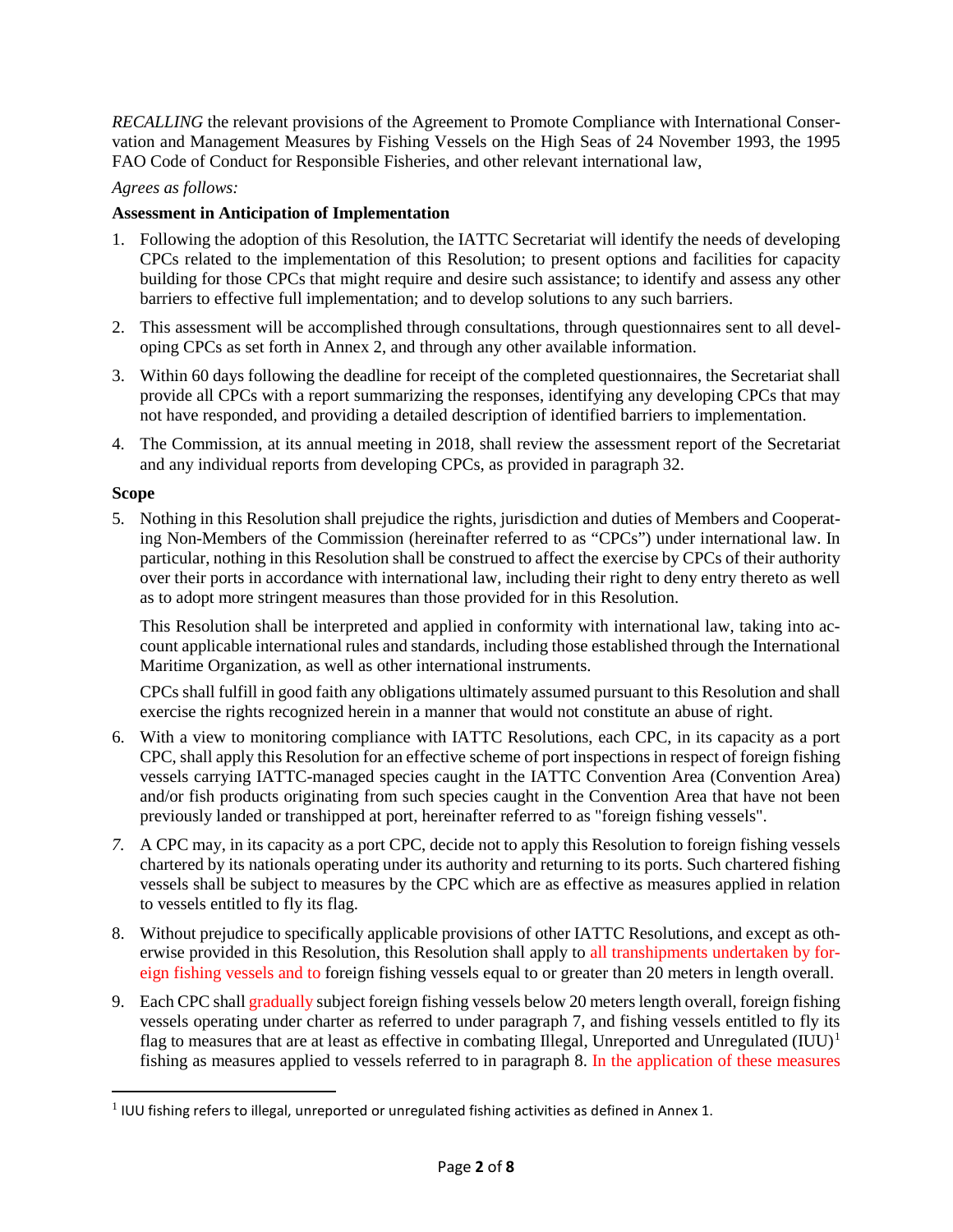*RECALLING* the relevant provisions of the Agreement to Promote Compliance with International Conservation and Management Measures by Fishing Vessels on the High Seas of 24 November 1993, the 1995 FAO Code of Conduct for Responsible Fisheries, and other relevant international law,

*Agrees as follows:*

**Assessment in Anticipation of Implementation**

1. Following the adoption of this Resolution, the IATTC Secretariat will identify the needs of developing CPCs related to the implementation of this Resolution; to present options and facilities for capacity building for those CPCs that might require and desire such assistance; to identify and assess any other barriers to effective full implementation; and to develop solutions to any such barriers.

2. This assessment will be accomplished through consultations, through questionnaires sent to all developing CPCs as set forth in Annex 2, and through any other available information.

3. Within 60 days following the deadline for receipt of the completed questionnaires, the Secretariat shall provide all CPCs with a report summarizing the responses, identifying any developing CPCs that may not have responded, and providing a detailed description of identified barriers to implementation.

4. The Commission, at its annual meeting in 2018, shall review the assessment report of the Secretariat and any individual reports from developing CPCs, as provided in paragraph 32.

**Scope**

5. Nothing in this Resolution shall prejudice the rights, jurisdiction and duties of Members and Cooperating Non-Members of the Commission (hereinafter referred to as "CPCs") under international law. In particular, nothing in this Resolution shall be construed to affect the exercise by CPCs of their authority over their ports in accordance with international law, including their right to deny entry thereto as well as to adopt more stringent measures than those provided for in this Resolution.

   This Resolution shall be interpreted and applied in conformity with international law, taking into account applicable international rules and standards, including those established through the International Maritime Organization, as well as other international instruments.

   CPCs shall fulfill in good faith any obligations ultimately assumed pursuant to this Resolution and shall exercise the rights recognized herein in a manner that would not constitute an abuse of right.

6. With a view to monitoring compliance with IATTC Resolutions, each CPC, in its capacity as a port CPC, shall apply this Resolution for an effective scheme of port inspections in respect of foreign fishing vessels carrying IATTC-managed species caught in the IATTC Convention Area (Convention Area) and/or fish products originating from such species caught in the Convention Area that have not been previously landed or transhipped at port, hereinafter referred to as "foreign fishing vessels".

7. A CPC may, in its capacity as a port CPC, decide not to apply this Resolution to foreign fishing vessels chartered by its nationals operating under its authority and returning to its ports. Such chartered fishing vessels shall be subject to measures by the CPC which are as effective as measures applied in relation to vessels entitled to fly its flag.

8. Without prejudice to specifically applicable provisions of other IATTC Resolutions, and except as otherwise provided in this Resolution, this Resolution shall apply to all transhipments undertaken by foreign fishing vessels and to foreign fishing vessels equal to or greater than 20 meters in length overall.

9. Each CPC shall gradually subject foreign fishing vessels below 20 meters length overall, foreign fishing vessels operating under charter as referred to under paragraph 7, and fishing vessels entitled to fly its flag to measures that are at least as effective in combating Illegal, Unreported and Unregulated (IUU)[1] fishing as measures applied to vessels referred to in paragraph 8. In the application of these measures

[1] IUU fishing refers to illegal, unreported or unregulated fishing activities as defined in Annex 1.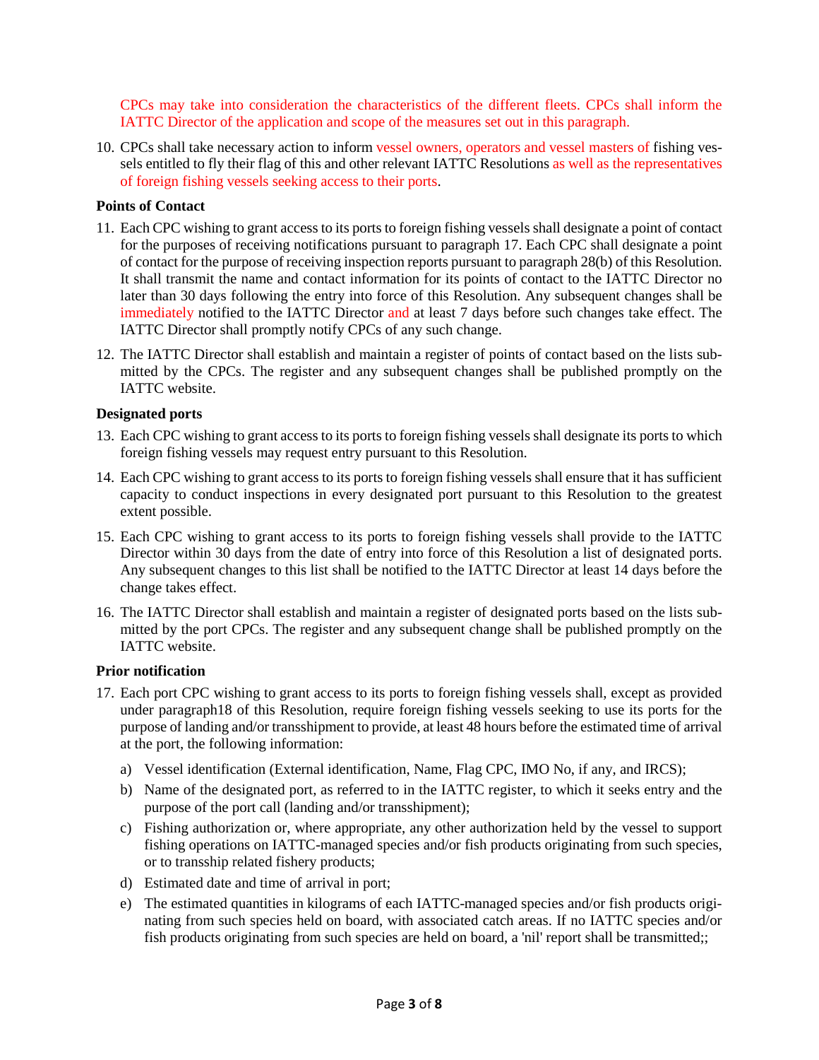CPCs may take into consideration the characteristics of the different fleets. CPCs shall inform the IATTC Director of the application and scope of the measures set out in this paragraph.

10. CPCs shall take necessary action to inform vessel owners, operators and vessel masters of fishing vessels entitled to fly their flag of this and other relevant IATTC Resolutions as well as the representatives of foreign fishing vessels seeking access to their ports.

**Points of Contact**

11. Each CPC wishing to grant access to its ports to foreign fishing vessels shall designate a point of contact for the purposes of receiving notifications pursuant to paragraph 17. Each CPC shall designate a point of contact for the purpose of receiving inspection reports pursuant to paragraph 28(b) of this Resolution. It shall transmit the name and contact information for its points of contact to the IATTC Director no later than 30 days following the entry into force of this Resolution. Any subsequent changes shall be immediately notified to the IATTC Director and at least 7 days before such changes take effect. The IATTC Director shall promptly notify CPCs of any such change.

12. The IATTC Director shall establish and maintain a register of points of contact based on the lists submitted by the CPCs. The register and any subsequent changes shall be published promptly on the IATTC website.

**Designated ports**

13. Each CPC wishing to grant access to its ports to foreign fishing vessels shall designate its ports to which foreign fishing vessels may request entry pursuant to this Resolution.

14. Each CPC wishing to grant access to its ports to foreign fishing vessels shall ensure that it has sufficient capacity to conduct inspections in every designated port pursuant to this Resolution to the greatest extent possible.

15. Each CPC wishing to grant access to its ports to foreign fishing vessels shall provide to the IATTC Director within 30 days from the date of entry into force of this Resolution a list of designated ports. Any subsequent changes to this list shall be notified to the IATTC Director at least 14 days before the change takes effect.

16. The IATTC Director shall establish and maintain a register of designated ports based on the lists submitted by the port CPCs. The register and any subsequent change shall be published promptly on the IATTC website.

**Prior notification**

17. Each port CPC wishing to grant access to its ports to foreign fishing vessels shall, except as provided under paragraph18 of this Resolution, require foreign fishing vessels seeking to use its ports for the purpose of landing and/or transshipment to provide, at least 48 hours before the estimated time of arrival at the port, the following information:

    a) Vessel identification (External identification, Name, Flag CPC, IMO No, if any, and IRCS);

    b) Name of the designated port, as referred to in the IATTC register, to which it seeks entry and the purpose of the port call (landing and/or transshipment);

    c) Fishing authorization or, where appropriate, any other authorization held by the vessel to support fishing operations on IATTC-managed species and/or fish products originating from such species, or to transship related fishery products;

    d) Estimated date and time of arrival in port;

    e) The estimated quantities in kilograms of each IATTC-managed species and/or fish products originating from such species held on board, with associated catch areas. If no IATTC species and/or fish products originating from such species are held on board, a 'nil' report shall be transmitted;;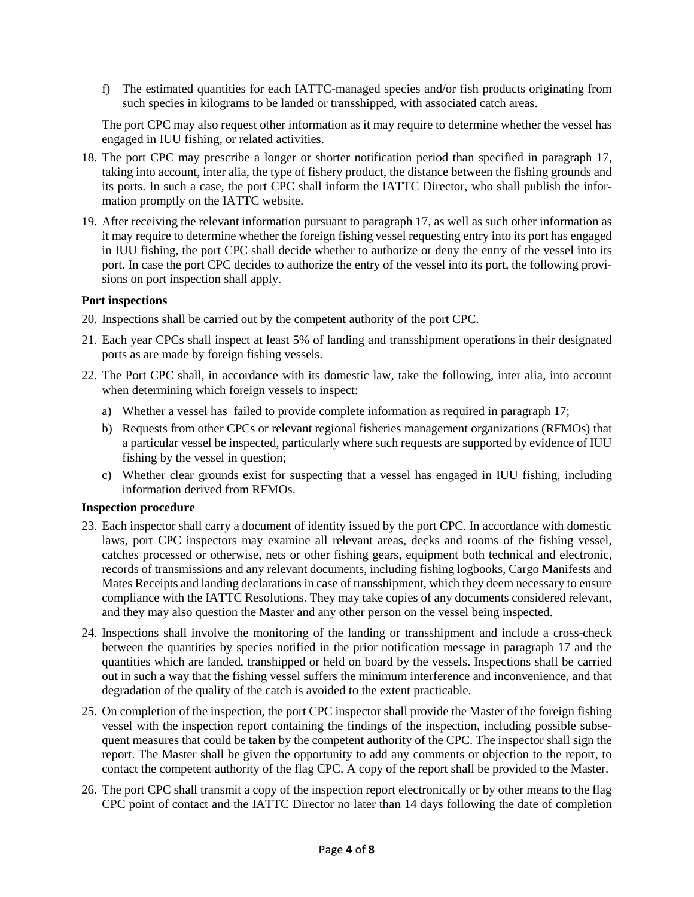f) The estimated quantities for each IATTC-managed species and/or fish products originating from such species in kilograms to be landed or transshipped, with associated catch areas.

The port CPC may also request other information as it may require to determine whether the vessel has engaged in IUU fishing, or related activities.

18. The port CPC may prescribe a longer or shorter notification period than specified in paragraph 17, taking into account, inter alia, the type of fishery product, the distance between the fishing grounds and its ports. In such a case, the port CPC shall inform the IATTC Director, who shall publish the information promptly on the IATTC website.
19. After receiving the relevant information pursuant to paragraph 17, as well as such other information as it may require to determine whether the foreign fishing vessel requesting entry into its port has engaged in IUU fishing, the port CPC shall decide whether to authorize or deny the entry of the vessel into its port. In case the port CPC decides to authorize the entry of the vessel into its port, the following provisions on port inspection shall apply.

**Port inspections**

20. Inspections shall be carried out by the competent authority of the port CPC.
21. Each year CPCs shall inspect at least 5% of landing and transshipment operations in their designated ports as are made by foreign fishing vessels.
22. The Port CPC shall, in accordance with its domestic law, take the following, inter alia, into account when determining which foreign vessels to inspect:
    a) Whether a vessel has failed to provide complete information as required in paragraph 17;
    b) Requests from other CPCs or relevant regional fisheries management organizations (RFMOs) that a particular vessel be inspected, particularly where such requests are supported by evidence of IUU fishing by the vessel in question;
    c) Whether clear grounds exist for suspecting that a vessel has engaged in IUU fishing, including information derived from RFMOs.

**Inspection procedure**

23. Each inspector shall carry a document of identity issued by the port CPC. In accordance with domestic laws, port CPC inspectors may examine all relevant areas, decks and rooms of the fishing vessel, catches processed or otherwise, nets or other fishing gears, equipment both technical and electronic, records of transmissions and any relevant documents, including fishing logbooks, Cargo Manifests and Mates Receipts and landing declarations in case of transshipment, which they deem necessary to ensure compliance with the IATTC Resolutions. They may take copies of any documents considered relevant, and they may also question the Master and any other person on the vessel being inspected.
24. Inspections shall involve the monitoring of the landing or transshipment and include a cross-check between the quantities by species notified in the prior notification message in paragraph 17 and the quantities which are landed, transhipped or held on board by the vessels. Inspections shall be carried out in such a way that the fishing vessel suffers the minimum interference and inconvenience, and that degradation of the quality of the catch is avoided to the extent practicable.
25. On completion of the inspection, the port CPC inspector shall provide the Master of the foreign fishing vessel with the inspection report containing the findings of the inspection, including possible subsequent measures that could be taken by the competent authority of the CPC. The inspector shall sign the report. The Master shall be given the opportunity to add any comments or objection to the report, to contact the competent authority of the flag CPC. A copy of the report shall be provided to the Master.
26. The port CPC shall transmit a copy of the inspection report electronically or by other means to the flag CPC point of contact and the IATTC Director no later than 14 days following the date of completion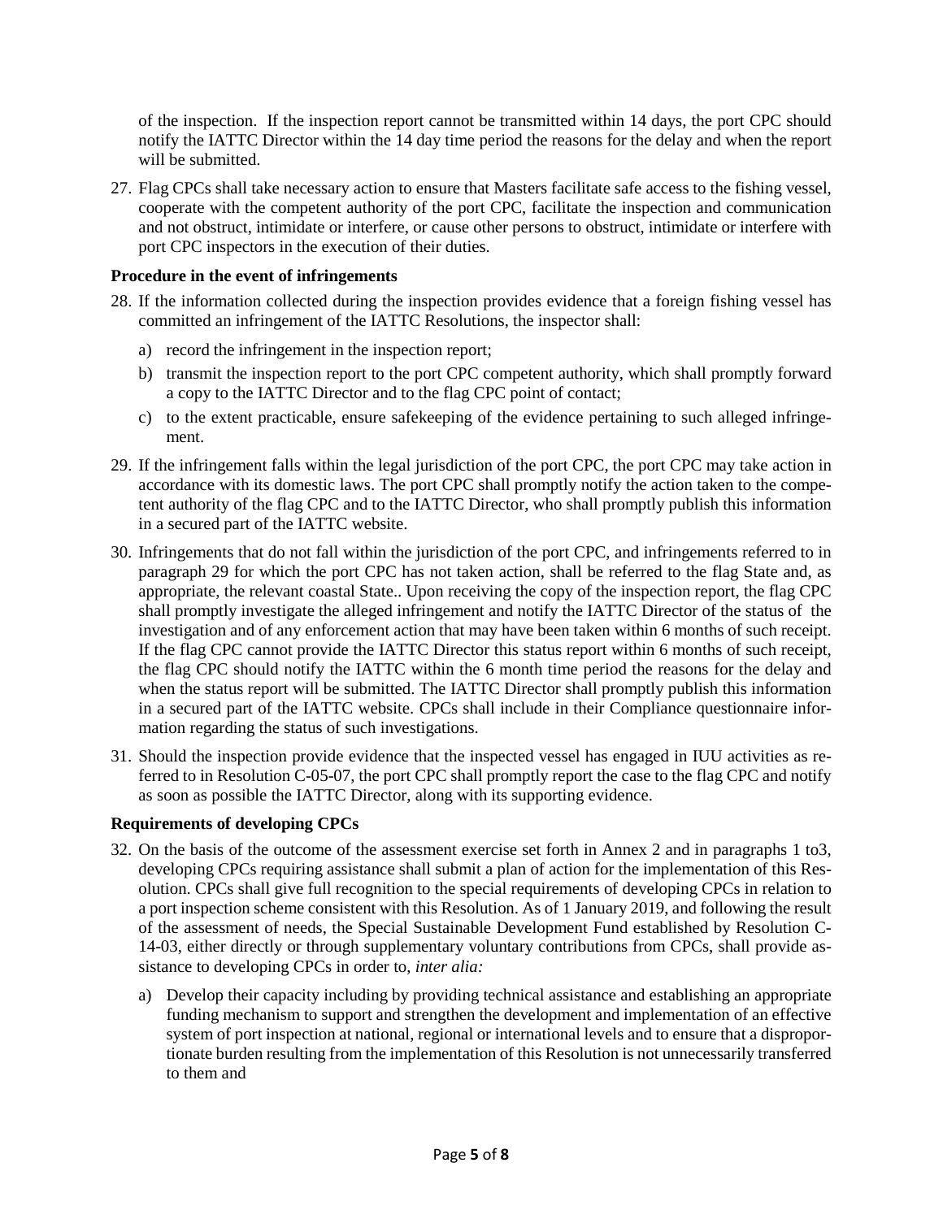of the inspection. If the inspection report cannot be transmitted within 14 days, the port CPC should notify the IATTC Director within the 14 day time period the reasons for the delay and when the report will be submitted.

27. Flag CPCs shall take necessary action to ensure that Masters facilitate safe access to the fishing vessel, cooperate with the competent authority of the port CPC, facilitate the inspection and communication and not obstruct, intimidate or interfere, or cause other persons to obstruct, intimidate or interfere with port CPC inspectors in the execution of their duties.

**Procedure in the event of infringements**

28. If the information collected during the inspection provides evidence that a foreign fishing vessel has committed an infringement of the IATTC Resolutions, the inspector shall:
    a) record the infringement in the inspection report;
    b) transmit the inspection report to the port CPC competent authority, which shall promptly forward a copy to the IATTC Director and to the flag CPC point of contact;
    c) to the extent practicable, ensure safekeeping of the evidence pertaining to such alleged infringement.

29. If the infringement falls within the legal jurisdiction of the port CPC, the port CPC may take action in accordance with its domestic laws. The port CPC shall promptly notify the action taken to the competent authority of the flag CPC and to the IATTC Director, who shall promptly publish this information in a secured part of the IATTC website.

30. Infringements that do not fall within the jurisdiction of the port CPC, and infringements referred to in paragraph 29 for which the port CPC has not taken action, shall be referred to the flag State and, as appropriate, the relevant coastal State.. Upon receiving the copy of the inspection report, the flag CPC shall promptly investigate the alleged infringement and notify the IATTC Director of the status of the investigation and of any enforcement action that may have been taken within 6 months of such receipt. If the flag CPC cannot provide the IATTC Director this status report within 6 months of such receipt, the flag CPC should notify the IATTC within the 6 month time period the reasons for the delay and when the status report will be submitted. The IATTC Director shall promptly publish this information in a secured part of the IATTC website. CPCs shall include in their Compliance questionnaire information regarding the status of such investigations.

31. Should the inspection provide evidence that the inspected vessel has engaged in IUU activities as referred to in Resolution C-05-07, the port CPC shall promptly report the case to the flag CPC and notify as soon as possible the IATTC Director, along with its supporting evidence.

**Requirements of developing CPCs**

32. On the basis of the outcome of the assessment exercise set forth in Annex 2 and in paragraphs 1 to3, developing CPCs requiring assistance shall submit a plan of action for the implementation of this Resolution. CPCs shall give full recognition to the special requirements of developing CPCs in relation to a port inspection scheme consistent with this Resolution. As of 1 January 2019, and following the result of the assessment of needs, the Special Sustainable Development Fund established by Resolution C-14-03, either directly or through supplementary voluntary contributions from CPCs, shall provide assistance to developing CPCs in order to, *inter alia:*
    a) Develop their capacity including by providing technical assistance and establishing an appropriate funding mechanism to support and strengthen the development and implementation of an effective system of port inspection at national, regional or international levels and to ensure that a disproportionate burden resulting from the implementation of this Resolution is not unnecessarily transferred to them and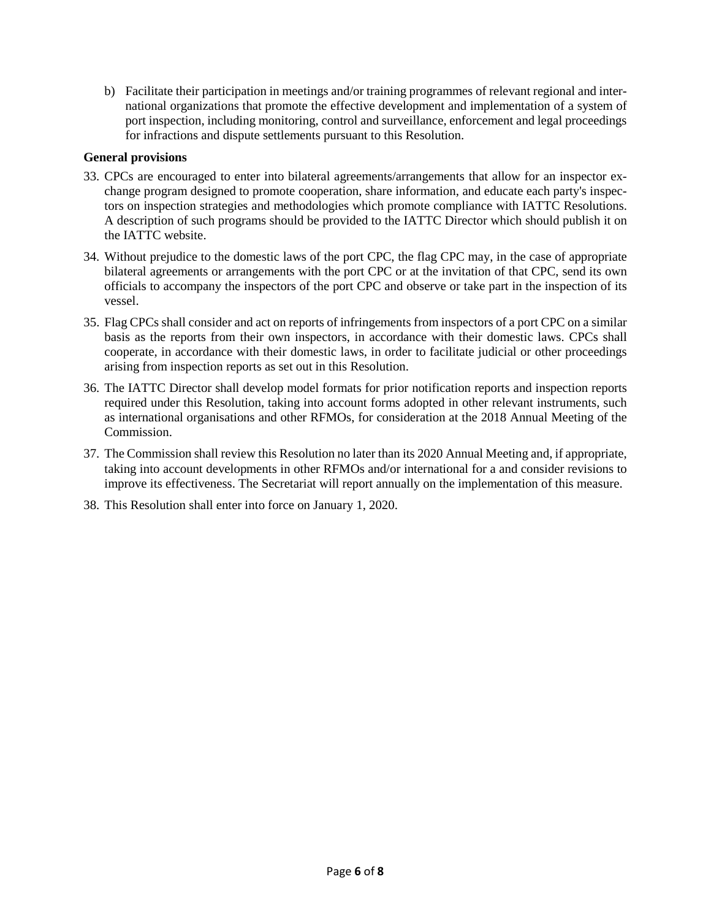b) Facilitate their participation in meetings and/or training programmes of relevant regional and international organizations that promote the effective development and implementation of a system of port inspection, including monitoring, control and surveillance, enforcement and legal proceedings for infractions and dispute settlements pursuant to this Resolution.

**General provisions**

33. CPCs are encouraged to enter into bilateral agreements/arrangements that allow for an inspector exchange program designed to promote cooperation, share information, and educate each party's inspectors on inspection strategies and methodologies which promote compliance with IATTC Resolutions. A description of such programs should be provided to the IATTC Director which should publish it on the IATTC website.
34. Without prejudice to the domestic laws of the port CPC, the flag CPC may, in the case of appropriate bilateral agreements or arrangements with the port CPC or at the invitation of that CPC, send its own officials to accompany the inspectors of the port CPC and observe or take part in the inspection of its vessel.
35. Flag CPCs shall consider and act on reports of infringements from inspectors of a port CPC on a similar basis as the reports from their own inspectors, in accordance with their domestic laws. CPCs shall cooperate, in accordance with their domestic laws, in order to facilitate judicial or other proceedings arising from inspection reports as set out in this Resolution.
36. The IATTC Director shall develop model formats for prior notification reports and inspection reports required under this Resolution, taking into account forms adopted in other relevant instruments, such as international organisations and other RFMOs, for consideration at the 2018 Annual Meeting of the Commission.
37. The Commission shall review this Resolution no later than its 2020 Annual Meeting and, if appropriate, taking into account developments in other RFMOs and/or international for a and consider revisions to improve its effectiveness. The Secretariat will report annually on the implementation of this measure.
38. This Resolution shall enter into force on January 1, 2020.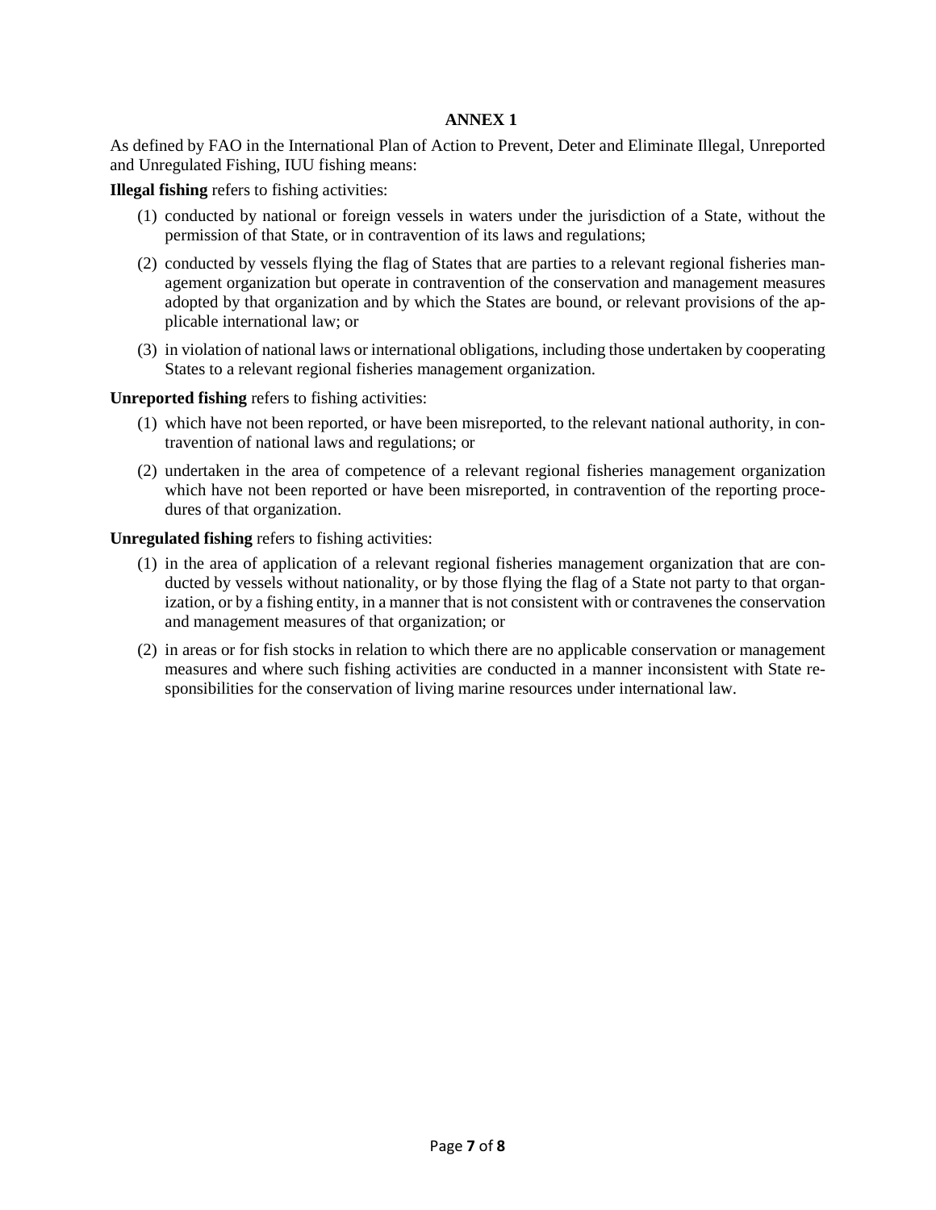# ANNEX 1

As defined by FAO in the International Plan of Action to Prevent, Deter and Eliminate Illegal, Unreported and Unregulated Fishing, IUU fishing means:

**Illegal fishing** refers to fishing activities:

(1) conducted by national or foreign vessels in waters under the jurisdiction of a State, without the permission of that State, or in contravention of its laws and regulations;

(2) conducted by vessels flying the flag of States that are parties to a relevant regional fisheries management organization but operate in contravention of the conservation and management measures adopted by that organization and by which the States are bound, or relevant provisions of the applicable international law; or

(3) in violation of national laws or international obligations, including those undertaken by cooperating States to a relevant regional fisheries management organization.

**Unreported fishing** refers to fishing activities:

(1) which have not been reported, or have been misreported, to the relevant national authority, in contravention of national laws and regulations; or

(2) undertaken in the area of competence of a relevant regional fisheries management organization which have not been reported or have been misreported, in contravention of the reporting procedures of that organization.

**Unregulated fishing** refers to fishing activities:

(1) in the area of application of a relevant regional fisheries management organization that are conducted by vessels without nationality, or by those flying the flag of a State not party to that organization, or by a fishing entity, in a manner that is not consistent with or contravenes the conservation and management measures of that organization; or

(2) in areas or for fish stocks in relation to which there are no applicable conservation or management measures and where such fishing activities are conducted in a manner inconsistent with State responsibilities for the conservation of living marine resources under international law.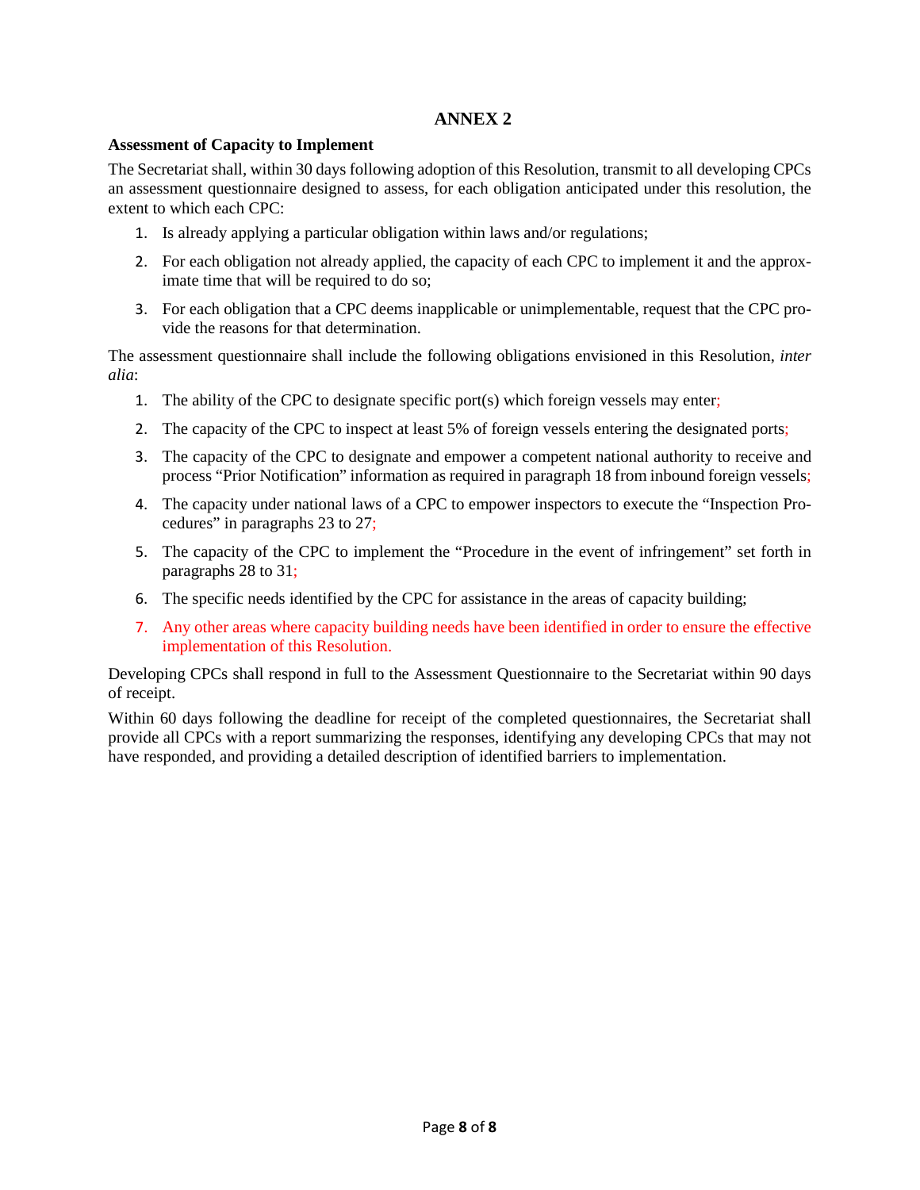# ANNEX 2

**Assessment of Capacity to Implement**

The Secretariat shall, within 30 days following adoption of this Resolution, transmit to all developing CPCs an assessment questionnaire designed to assess, for each obligation anticipated under this resolution, the extent to which each CPC:

1. Is already applying a particular obligation within laws and/or regulations;
2. For each obligation not already applied, the capacity of each CPC to implement it and the approximate time that will be required to do so;
3. For each obligation that a CPC deems inapplicable or unimplementable, request that the CPC provide the reasons for that determination.

The assessment questionnaire shall include the following obligations envisioned in this Resolution, *inter alia*:

1. The ability of the CPC to designate specific port(s) which foreign vessels may enter;
2. The capacity of the CPC to inspect at least 5% of foreign vessels entering the designated ports;
3. The capacity of the CPC to designate and empower a competent national authority to receive and process "Prior Notification" information as required in paragraph 18 from inbound foreign vessels;
4. The capacity under national laws of a CPC to empower inspectors to execute the "Inspection Procedures" in paragraphs 23 to 27;
5. The capacity of the CPC to implement the "Procedure in the event of infringement" set forth in paragraphs 28 to 31;
6. The specific needs identified by the CPC for assistance in the areas of capacity building;
7. Any other areas where capacity building needs have been identified in order to ensure the effective implementation of this Resolution.

Developing CPCs shall respond in full to the Assessment Questionnaire to the Secretariat within 90 days of receipt.

Within 60 days following the deadline for receipt of the completed questionnaires, the Secretariat shall provide all CPCs with a report summarizing the responses, identifying any developing CPCs that may not have responded, and providing a detailed description of identified barriers to implementation.